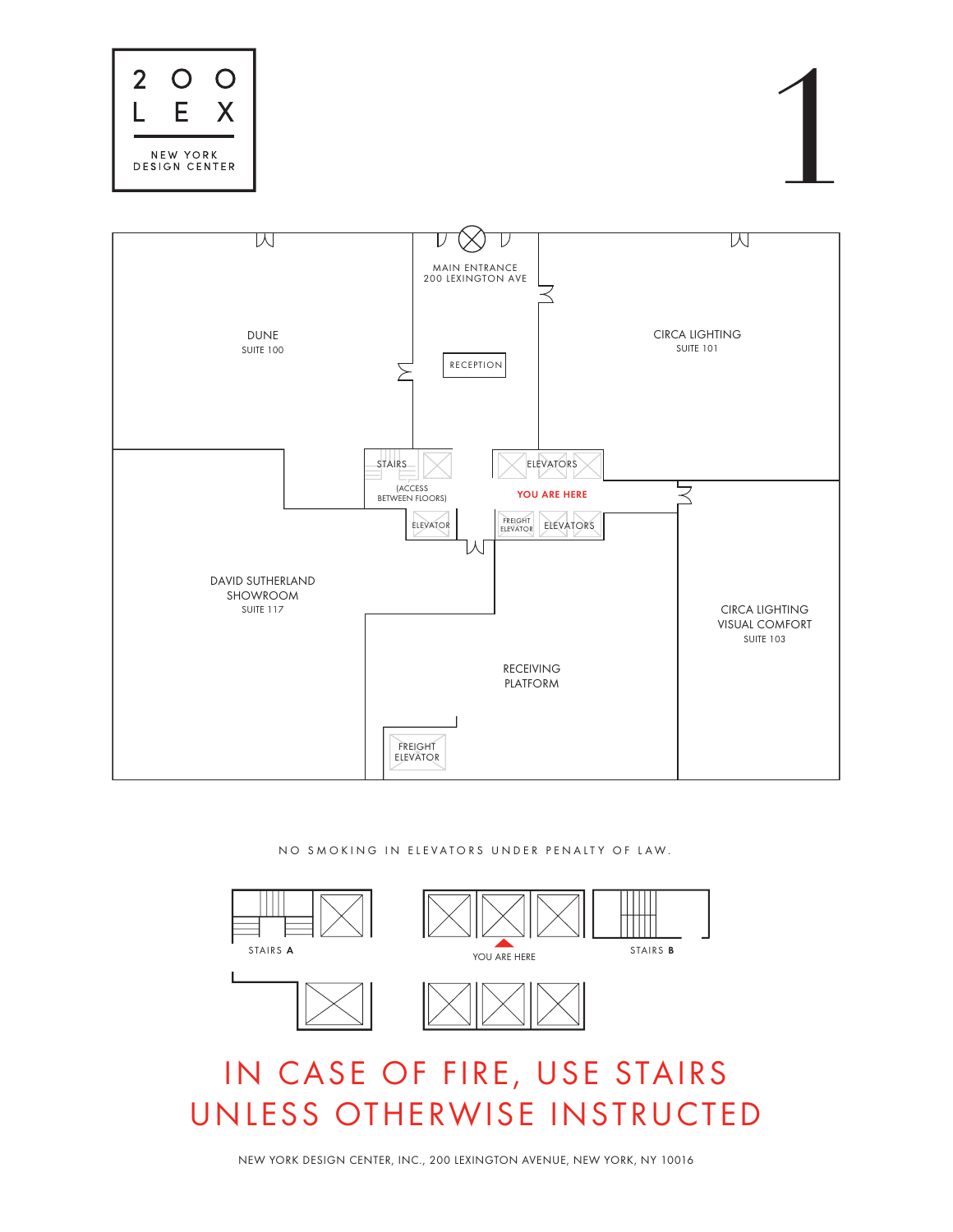# 200 LEX

NEW YORK DESIGN CENTER

# 1

MAIN ENTRANCE
200 LEXINGTON AVE

RECEPTION

DUNE
SUITE 100

CIRCA LIGHTING
SUITE 101

STAIRS
(ACCESS BETWEEN FLOORS)

ELEVATORS

YOU ARE HERE

ELEVATOR

FREIGHT ELEVATOR

ELEVATORS

DAVID SUTHERLAND SHOWROOM
SUITE 117

CIRCA LIGHTING VISUAL COMFORT
SUITE 103

RECEIVING PLATFORM

FREIGHT ELEVATOR

NO SMOKING IN ELEVATORS UNDER PENALTY OF LAW.

STAIRS **A**

YOU ARE HERE

STAIRS **B**

IN CASE OF FIRE, USE STAIRS UNLESS OTHERWISE INSTRUCTED

NEW YORK DESIGN CENTER, INC., 200 LEXINGTON AVENUE, NEW YORK, NY 10016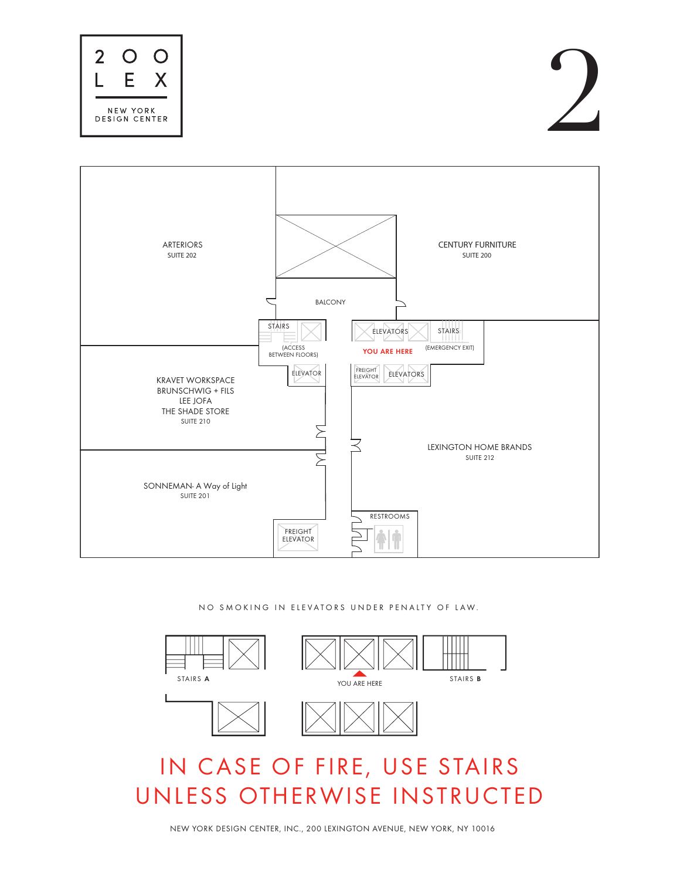2 O O
L E X
NEW YORK
DESIGN CENTER

# 2

ARTERIORS
SUITE 202

CENTURY FURNITURE
SUITE 200

BALCONY

STAIRS
(ACCESS BETWEEN FLOORS)

ELEVATORS

STAIRS
(EMERGENCY EXIT)

YOU ARE HERE

ELEVATOR

FREIGHT ELEVATOR

ELEVATORS

KRAVET WORKSPACE
BRUNSCHWIG + FILS
LEE JOFA
THE SHADE STORE
SUITE 210

LEXINGTON HOME BRANDS
SUITE 212

SONNEMAN- A Way of Light
SUITE 201

FREIGHT ELEVATOR

RESTROOMS

NO SMOKING IN ELEVATORS UNDER PENALTY OF LAW.

STAIRS **A**

YOU ARE HERE

STAIRS **B**

## IN CASE OF FIRE, USE STAIRS UNLESS OTHERWISE INSTRUCTED

NEW YORK DESIGN CENTER, INC., 200 LEXINGTON AVENUE, NEW YORK, NY 10016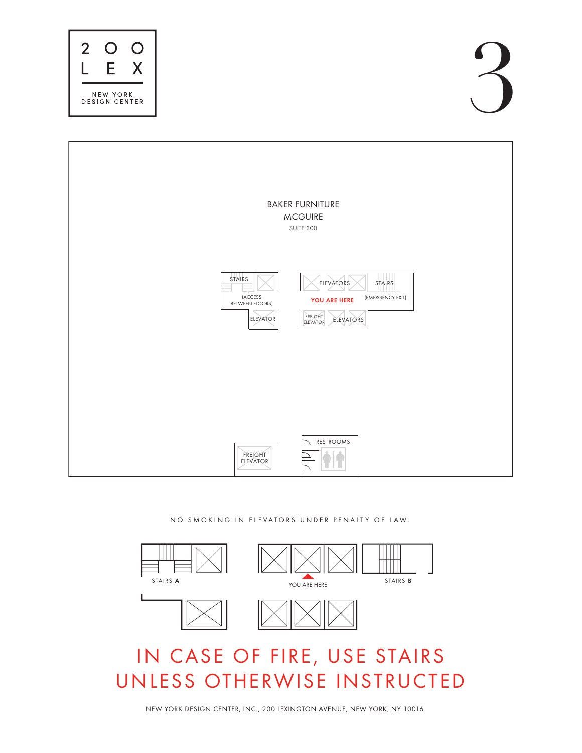200 LEX

NEW YORK DESIGN CENTER

# 3

BAKER FURNITURE
MCGUIRE
SUITE 300

STAIRS (ACCESS BETWEEN FLOORS)

ELEVATOR

ELEVATORS

STAIRS (EMERGENCY EXIT)

YOU ARE HERE

FREIGHT ELEVATOR

ELEVATORS

RESTROOMS

FREIGHT ELEVATOR

NO SMOKING IN ELEVATORS UNDER PENALTY OF LAW.

STAIRS **A**

YOU ARE HERE

STAIRS **B**

## IN CASE OF FIRE, USE STAIRS UNLESS OTHERWISE INSTRUCTED

NEW YORK DESIGN CENTER, INC., 200 LEXINGTON AVENUE, NEW YORK, NY 10016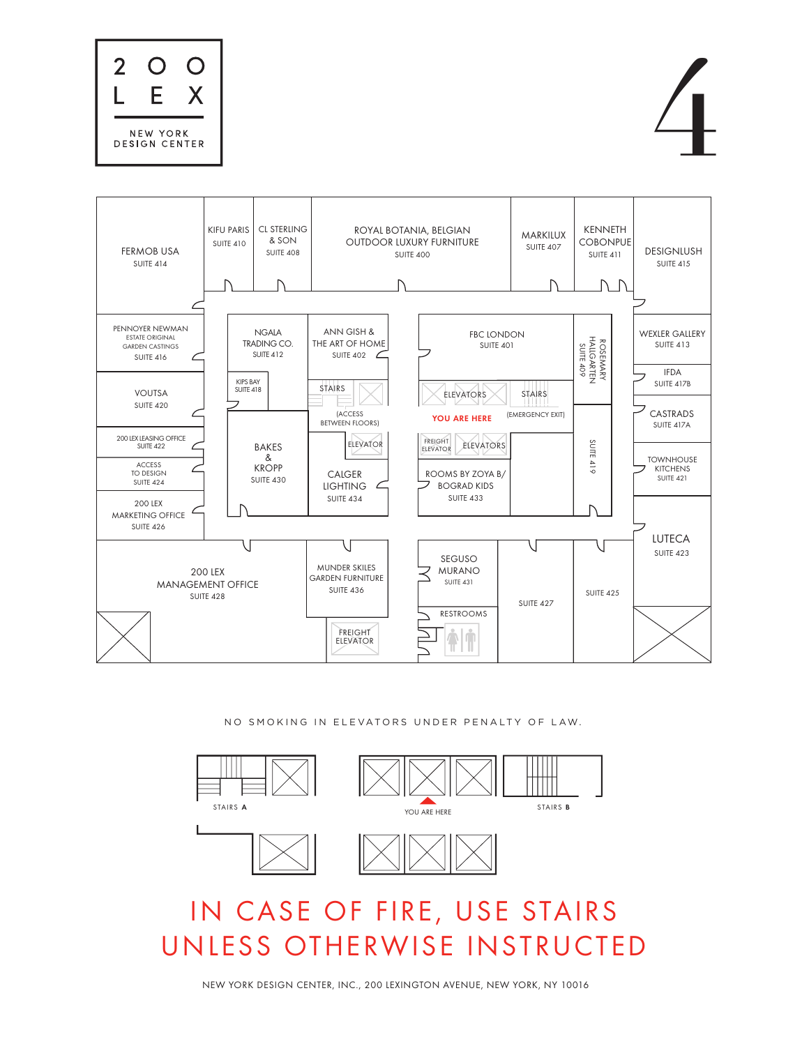200 LEX

NEW YORK DESIGN CENTER

# 4

FERMOB USA
SUITE 414

KIFU PARIS
SUITE 410

CL STERLING & SON
SUITE 408

ROYAL BOTANIA, BELGIAN OUTDOOR LUXURY FURNITURE
SUITE 400

MARKILUX
SUITE 407

KENNETH COBONPUE
SUITE 411

DESIGNLUSH
SUITE 415

PENNOYER NEWMAN
ESTATE ORIGINAL GARDEN CASTINGS
SUITE 416

NGALA TRADING CO.
SUITE 412

ANN GISH & THE ART OF HOME
SUITE 402

FBC LONDON
SUITE 401

ROSEMARY HALLGARTEN
SUITE 409

WEXLER GALLERY
SUITE 413

KIPS BAY
SUITE 418

VOUTSA
SUITE 420

STAIRS

(ACCESS BETWEEN FLOORS)

ELEVATORS

STAIRS

(EMERGENCY EXIT)

YOU ARE HERE

IFDA
SUITE 417B

CASTRADS
SUITE 417A

200 LEX LEASING OFFICE
SUITE 422

BAKES & KROPP
SUITE 430

ELEVATOR

FREIGHT ELEVATOR

ELEVATORS

SUITE 419

TOWNHOUSE KITCHENS
SUITE 421

ACCESS TO DESIGN
SUITE 424

CALGER LIGHTING
SUITE 434

ROOMS BY ZOYA B/ BOGRAD KIDS
SUITE 433

200 LEX MARKETING OFFICE
SUITE 426

LUTECA
SUITE 423

200 LEX MANAGEMENT OFFICE
SUITE 428

MUNDER SKILES GARDEN FURNITURE
SUITE 436

SEGUSO MURANO
SUITE 431

SUITE 427

SUITE 425

RESTROOMS

FREIGHT ELEVATOR

NO SMOKING IN ELEVATORS UNDER PENALTY OF LAW.

STAIRS **A**

YOU ARE HERE

STAIRS **B**

IN CASE OF FIRE, USE STAIRS UNLESS OTHERWISE INSTRUCTED

NEW YORK DESIGN CENTER, INC., 200 LEXINGTON AVENUE, NEW YORK, NY 10016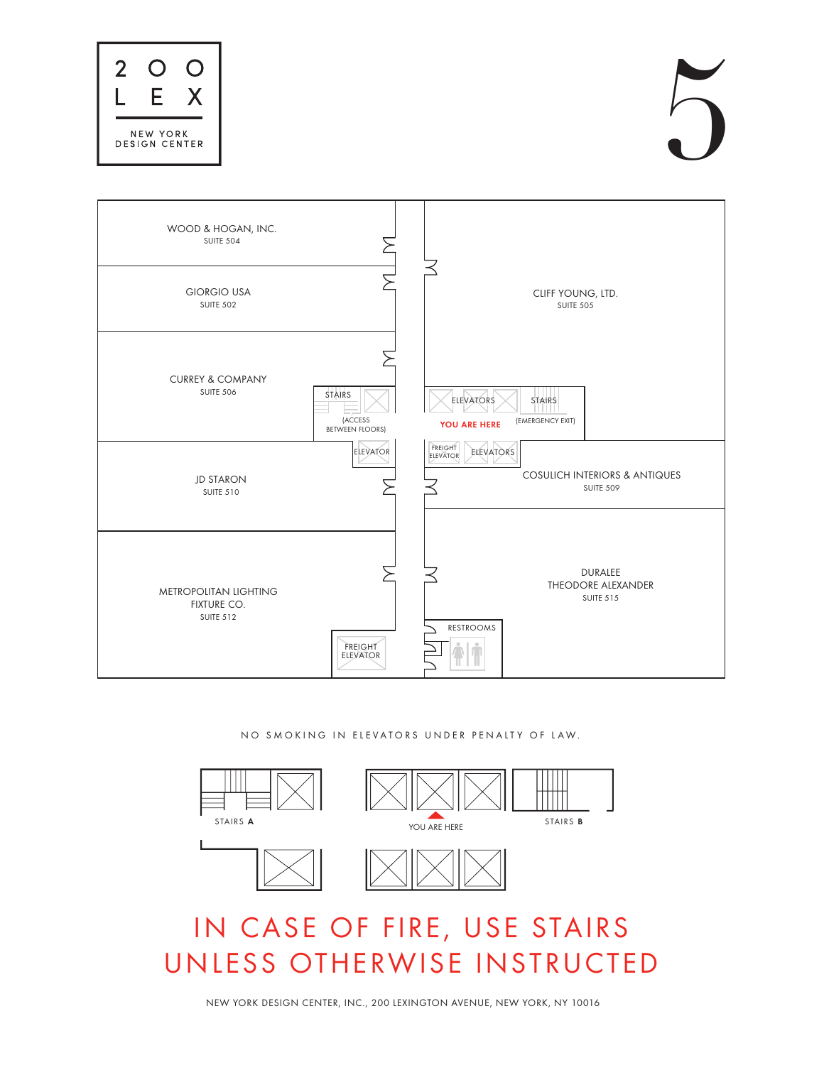200 LEX

NEW YORK DESIGN CENTER

# 5

WOOD & HOGAN, INC.
SUITE 504

GIORGIO USA
SUITE 502

CURREY & COMPANY
SUITE 506

STAIRS
(ACCESS BETWEEN FLOORS)

ELEVATOR

JD STARON
SUITE 510

METROPOLITAN LIGHTING FIXTURE CO.
SUITE 512

FREIGHT ELEVATOR

CLIFF YOUNG, LTD.
SUITE 505

ELEVATORS

STAIRS
(EMERGENCY EXIT)

YOU ARE HERE

FREIGHT ELEVATOR

ELEVATORS

COSULICH INTERIORS & ANTIQUES
SUITE 509

DURALEE
THEODORE ALEXANDER
SUITE 515

RESTROOMS

NO SMOKING IN ELEVATORS UNDER PENALTY OF LAW.

STAIRS **A**

YOU ARE HERE

STAIRS **B**

## IN CASE OF FIRE, USE STAIRS UNLESS OTHERWISE INSTRUCTED

NEW YORK DESIGN CENTER, INC., 200 LEXINGTON AVENUE, NEW YORK, NY 10016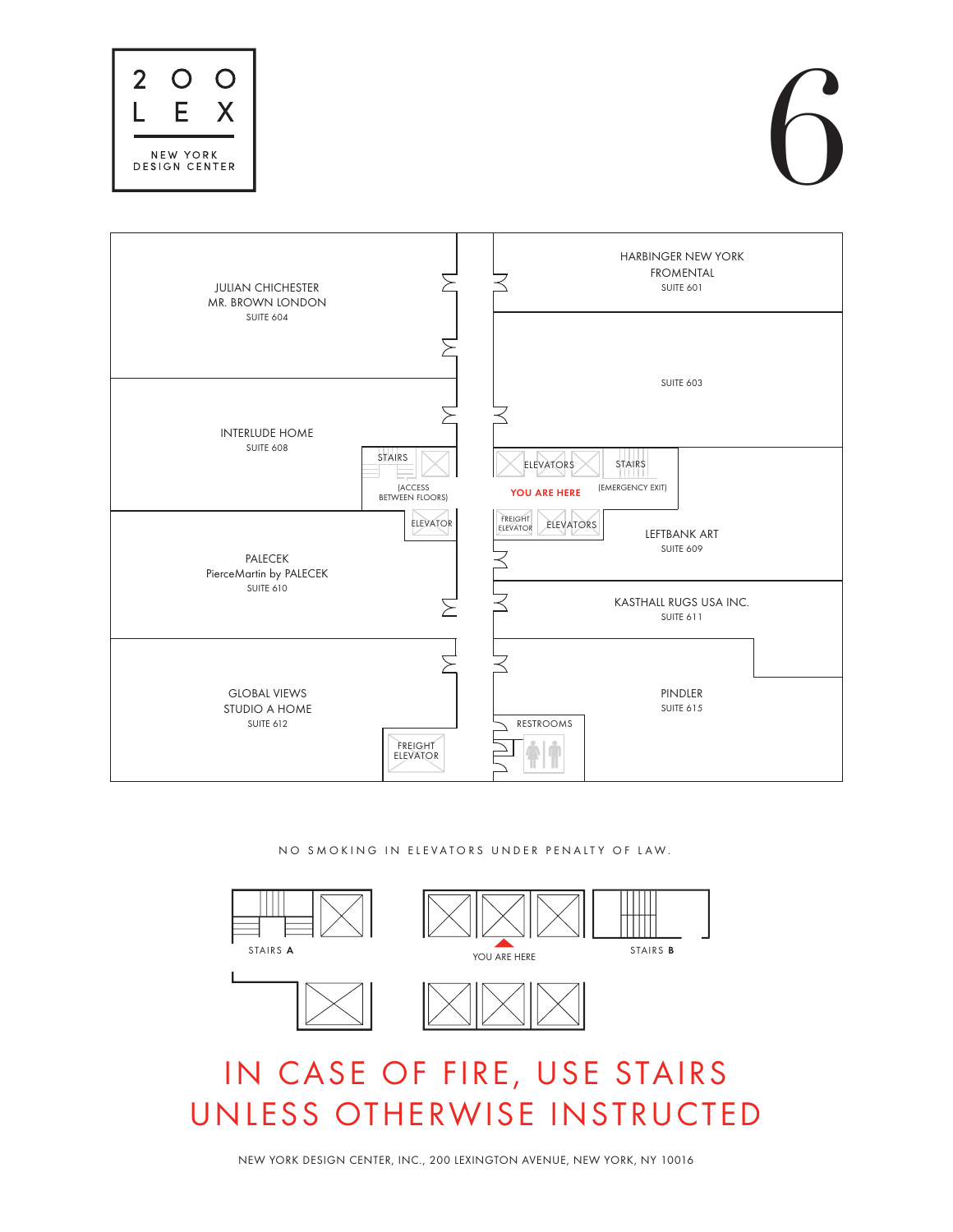200 LEX

NEW YORK DESIGN CENTER

# 6

JULIAN CHICHESTER
MR. BROWN LONDON
SUITE 604

HARBINGER NEW YORK
FROMENTAL
SUITE 601

SUITE 603

INTERLUDE HOME
SUITE 608

STAIRS
(ACCESS BETWEEN FLOORS)

ELEVATOR

ELEVATORS

STAIRS
(EMERGENCY EXIT)

YOU ARE HERE

FREIGHT ELEVATOR

ELEVATORS

LEFTBANK ART
SUITE 609

PALECEK
PierceMartin by PALECEK
SUITE 610

KASTHALL RUGS USA INC.
SUITE 611

GLOBAL VIEWS
STUDIO A HOME
SUITE 612

PINDLER
SUITE 615

RESTROOMS

FREIGHT ELEVATOR

NO SMOKING IN ELEVATORS UNDER PENALTY OF LAW.

STAIRS **A**

YOU ARE HERE

STAIRS **B**

IN CASE OF FIRE, USE STAIRS UNLESS OTHERWISE INSTRUCTED

NEW YORK DESIGN CENTER, INC., 200 LEXINGTON AVENUE, NEW YORK, NY 10016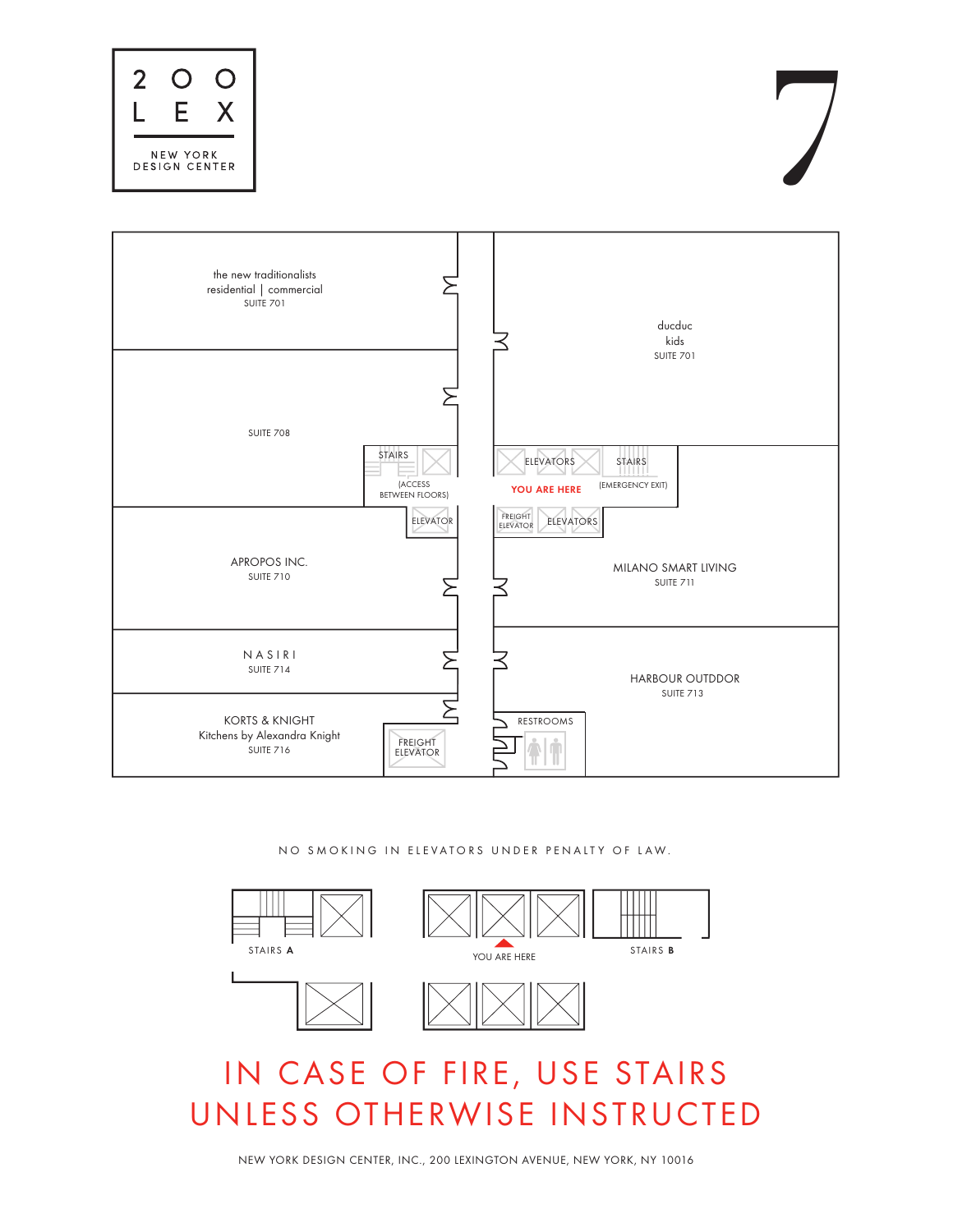# 200 LEX

NEW YORK DESIGN CENTER

# 7

the new traditionalists
residential | commercial
SUITE 701

ducduc
kids
SUITE 701

SUITE 708

STAIRS
(ACCESS BETWEEN FLOORS)

ELEVATORS

STAIRS
(EMERGENCY EXIT)

YOU ARE HERE

ELEVATOR

FREIGHT ELEVATOR

ELEVATORS

APROPOS INC.
SUITE 710

MILANO SMART LIVING
SUITE 711

NASIRI
SUITE 714

HARBOUR OUTDDOR
SUITE 713

KORTS & KNIGHT
Kitchens by Alexandra Knight
SUITE 716

FREIGHT ELEVATOR

RESTROOMS

NO SMOKING IN ELEVATORS UNDER PENALTY OF LAW.

STAIRS **A**

YOU ARE HERE

STAIRS **B**

## IN CASE OF FIRE, USE STAIRS UNLESS OTHERWISE INSTRUCTED

NEW YORK DESIGN CENTER, INC., 200 LEXINGTON AVENUE, NEW YORK, NY 10016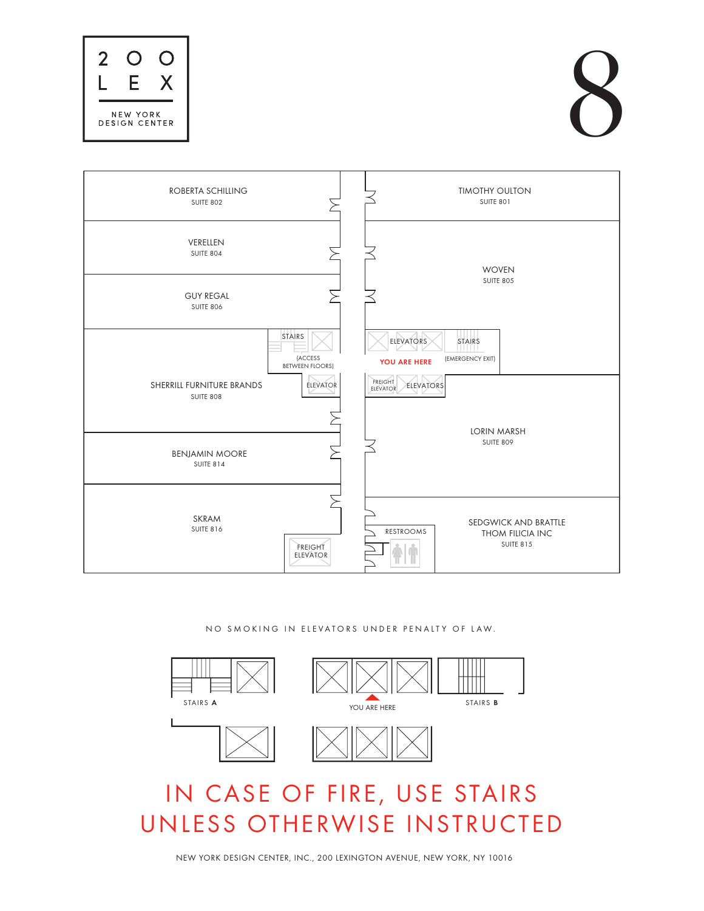# 200 LEX

NEW YORK DESIGN CENTER

# 8

ROBERTA SCHILLING
SUITE 802

TIMOTHY OULTON
SUITE 801

VERELLEN
SUITE 804

WOVEN
SUITE 805

GUY REGAL
SUITE 806

STAIRS
(ACCESS BETWEEN FLOORS)

ELEVATORS

STAIRS
(EMERGENCY EXIT)

YOU ARE HERE

SHERRILL FURNITURE BRANDS
SUITE 808

ELEVATOR

FREIGHT ELEVATOR

ELEVATORS

LORIN MARSH
SUITE 809

BENJAMIN MOORE
SUITE 814

SKRAM
SUITE 816

FREIGHT ELEVATOR

RESTROOMS

SEDGWICK AND BRATTLE
THOM FILICIA INC
SUITE 815

NO SMOKING IN ELEVATORS UNDER PENALTY OF LAW.

STAIRS **A**

YOU ARE HERE

STAIRS **B**

## IN CASE OF FIRE, USE STAIRS UNLESS OTHERWISE INSTRUCTED

NEW YORK DESIGN CENTER, INC., 200 LEXINGTON AVENUE, NEW YORK, NY 10016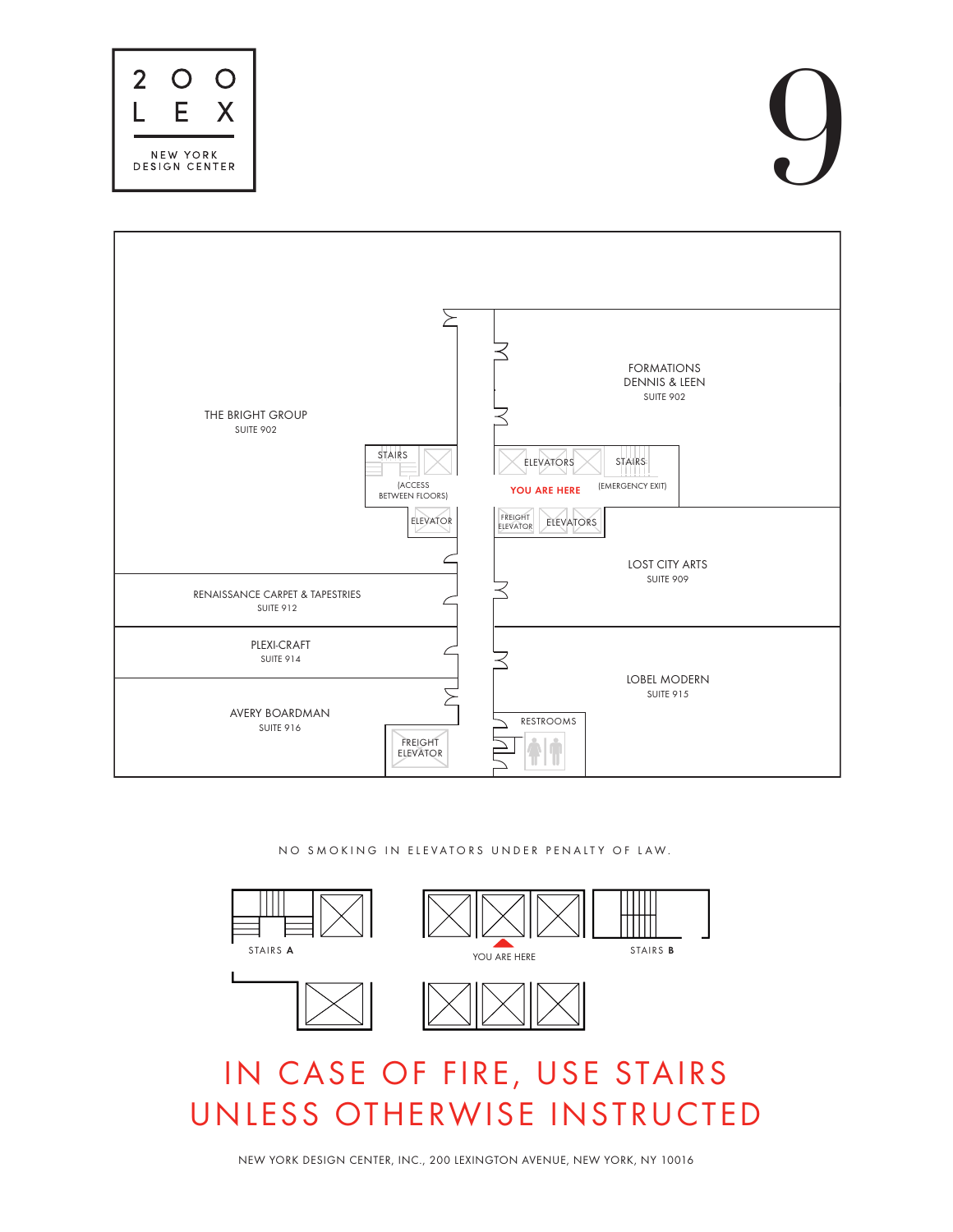200 LEX

NEW YORK DESIGN CENTER

# 9

THE BRIGHT GROUP
SUITE 902

FORMATIONS
DENNIS & LEEN
SUITE 902

STAIRS
(ACCESS BETWEEN FLOORS)

ELEVATOR

ELEVATORS

STAIRS
(EMERGENCY EXIT)

YOU ARE HERE

FREIGHT ELEVATOR

ELEVATORS

LOST CITY ARTS
SUITE 909

RENAISSANCE CARPET & TAPESTRIES
SUITE 912

PLEXI-CRAFT
SUITE 914

LOBEL MODERN
SUITE 915

AVERY BOARDMAN
SUITE 916

RESTROOMS

FREIGHT ELEVATOR

NO SMOKING IN ELEVATORS UNDER PENALTY OF LAW.

STAIRS **A**

YOU ARE HERE

STAIRS **B**

## IN CASE OF FIRE, USE STAIRS UNLESS OTHERWISE INSTRUCTED

NEW YORK DESIGN CENTER, INC., 200 LEXINGTON AVENUE, NEW YORK, NY 10016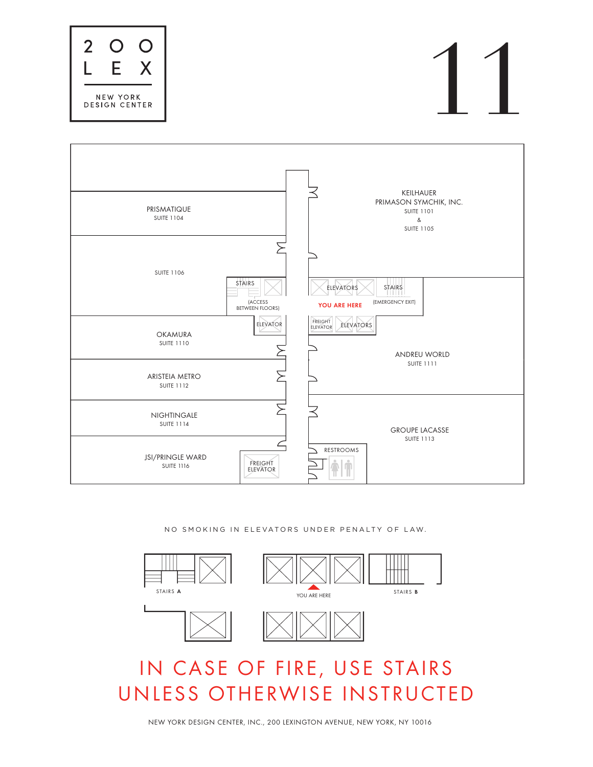# 200 LEX

NEW YORK DESIGN CENTER

# 11

PRISMATIQUE
SUITE 1104

SUITE 1106

STAIRS
(ACCESS BETWEEN FLOORS)

ELEVATOR

OKAMURA
SUITE 1110

ARISTEIA METRO
SUITE 1112

NIGHTINGALE
SUITE 1114

JSI/PRINGLE WARD
SUITE 1116

FREIGHT ELEVATOR

KEILHAUER
PRIMASON SYMCHIK, INC.
SUITE 1101
&
SUITE 1105

ELEVATORS

STAIRS
(EMERGENCY EXIT)

YOU ARE HERE

FREIGHT ELEVATOR

ELEVATORS

ANDREU WORLD
SUITE 1111

GROUPE LACASSE
SUITE 1113

RESTROOMS

NO SMOKING IN ELEVATORS UNDER PENALTY OF LAW.

STAIRS **A**

YOU ARE HERE

STAIRS **B**

IN CASE OF FIRE, USE STAIRS UNLESS OTHERWISE INSTRUCTED

NEW YORK DESIGN CENTER, INC., 200 LEXINGTON AVENUE, NEW YORK, NY 10016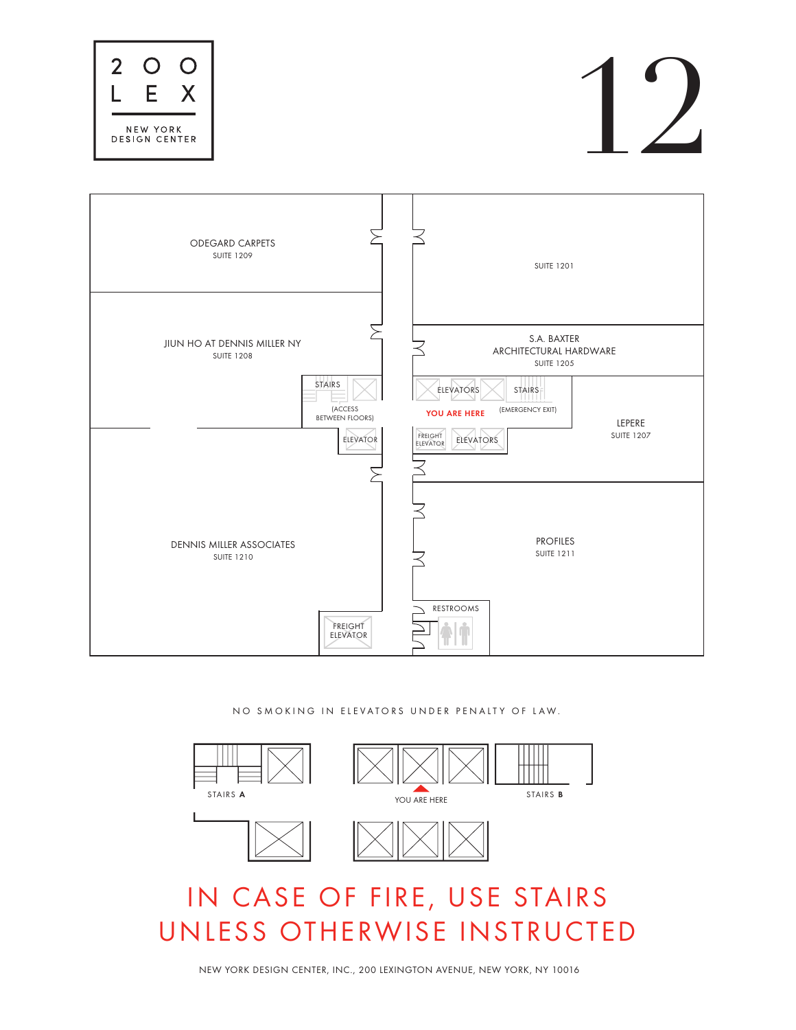# 200 LEX

NEW YORK DESIGN CENTER

# 12

ODEGARD CARPETS
SUITE 1209

SUITE 1201

JIUN HO AT DENNIS MILLER NY
SUITE 1208

S.A. BAXTER ARCHITECTURAL HARDWARE
SUITE 1205

STAIRS (ACCESS BETWEEN FLOORS)

ELEVATOR

ELEVATORS

YOU ARE HERE

STAIRS (EMERGENCY EXIT)

FREIGHT ELEVATOR

ELEVATORS

LEPERE
SUITE 1207

DENNIS MILLER ASSOCIATES
SUITE 1210

PROFILES
SUITE 1211

FREIGHT ELEVATOR

RESTROOMS

NO SMOKING IN ELEVATORS UNDER PENALTY OF LAW.

STAIRS **A**

YOU ARE HERE

STAIRS **B**

## IN CASE OF FIRE, USE STAIRS UNLESS OTHERWISE INSTRUCTED

NEW YORK DESIGN CENTER, INC., 200 LEXINGTON AVENUE, NEW YORK, NY 10016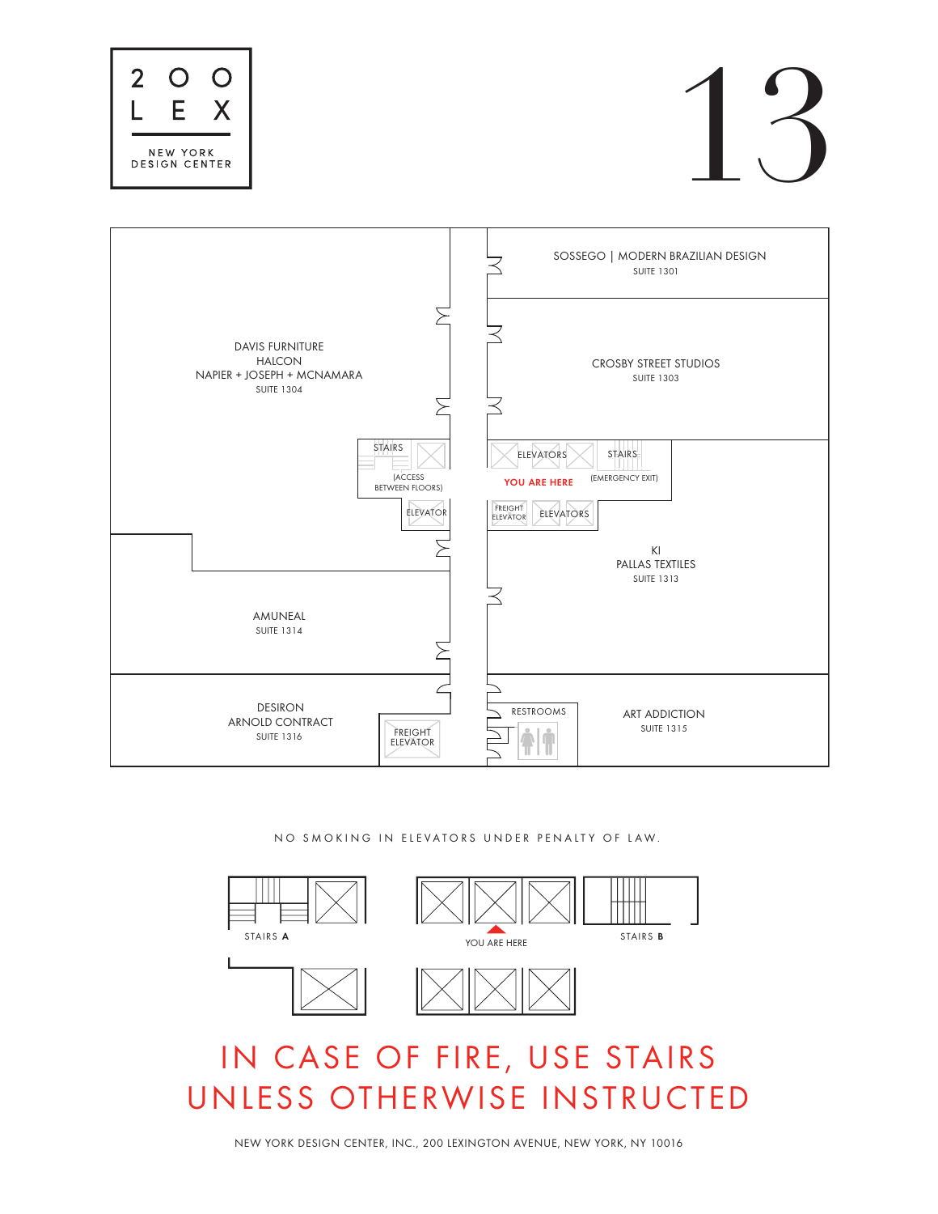2 O O
L E X

NEW YORK
DESIGN CENTER

# 13

SOSSEGO | MODERN BRAZILIAN DESIGN
SUITE 1301

CROSBY STREET STUDIOS
SUITE 1303

DAVIS FURNITURE
HALCON
NAPIER + JOSEPH + MCNAMARA
SUITE 1304

STAIRS
(ACCESS BETWEEN FLOORS)

ELEVATOR

ELEVATORS

STAIRS
(EMERGENCY EXIT)

YOU ARE HERE

FREIGHT ELEVATOR

ELEVATORS

KI
PALLAS TEXTILES
SUITE 1313

AMUNEAL
SUITE 1314

DESIRON
ARNOLD CONTRACT
SUITE 1316

FREIGHT ELEVATOR

RESTROOMS

ART ADDICTION
SUITE 1315

NO SMOKING IN ELEVATORS UNDER PENALTY OF LAW.

STAIRS **A**

YOU ARE HERE

STAIRS **B**

## IN CASE OF FIRE, USE STAIRS UNLESS OTHERWISE INSTRUCTED

NEW YORK DESIGN CENTER, INC., 200 LEXINGTON AVENUE, NEW YORK, NY 10016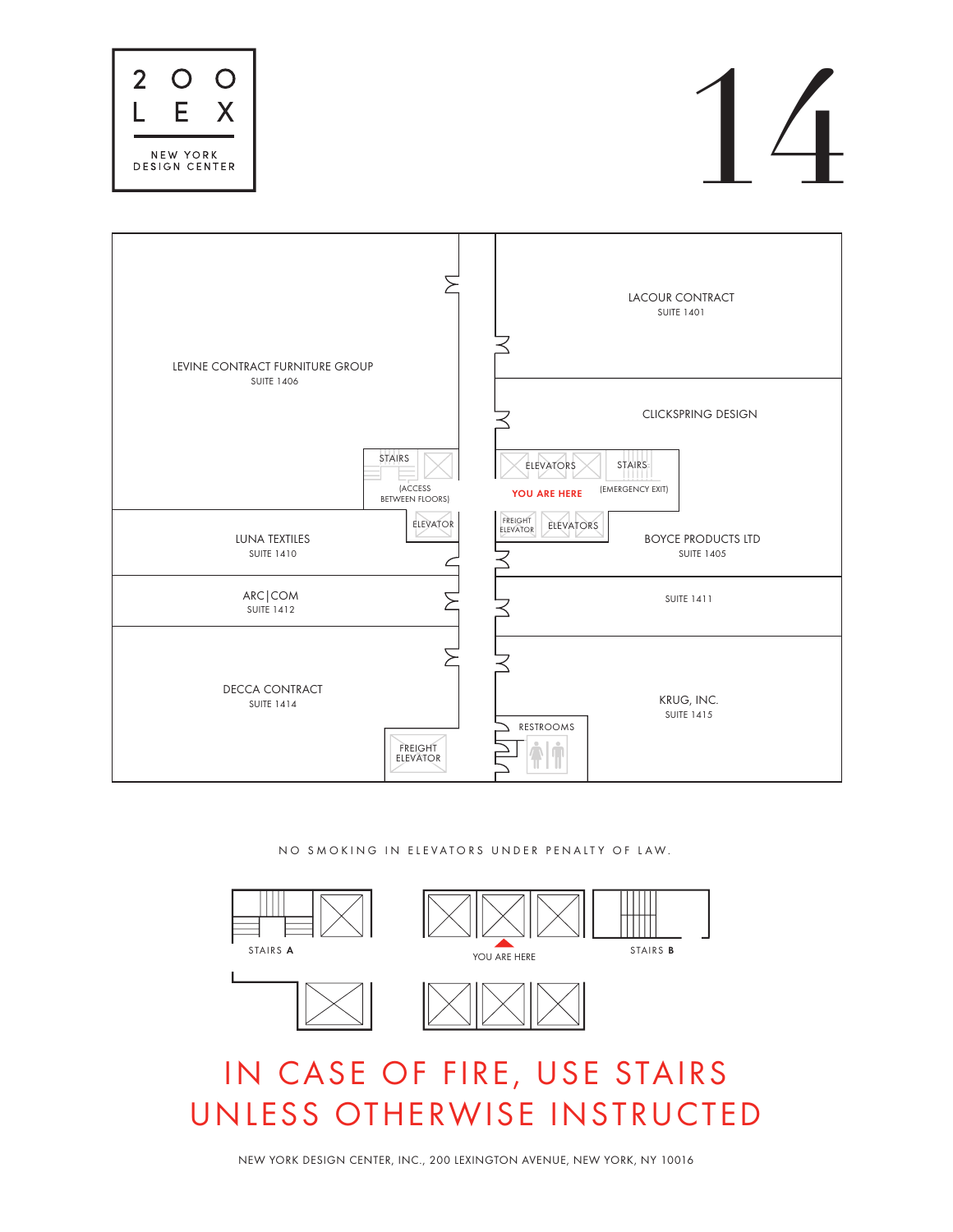# 200 LEX

NEW YORK DESIGN CENTER

# 14

LEVINE CONTRACT FURNITURE GROUP
SUITE 1406

LACOUR CONTRACT
SUITE 1401

CLICKSPRING DESIGN

STAIRS
(ACCESS BETWEEN FLOORS)

ELEVATORS

STAIRS
(EMERGENCY EXIT)

YOU ARE HERE

ELEVATOR

FREIGHT ELEVATOR

ELEVATORS

LUNA TEXTILES
SUITE 1410

BOYCE PRODUCTS LTD
SUITE 1405

ARC|COM
SUITE 1412

SUITE 1411

DECCA CONTRACT
SUITE 1414

KRUG, INC.
SUITE 1415

RESTROOMS

FREIGHT ELEVATOR

NO SMOKING IN ELEVATORS UNDER PENALTY OF LAW.

STAIRS **A**

YOU ARE HERE

STAIRS **B**

## IN CASE OF FIRE, USE STAIRS UNLESS OTHERWISE INSTRUCTED

NEW YORK DESIGN CENTER, INC., 200 LEXINGTON AVENUE, NEW YORK, NY 10016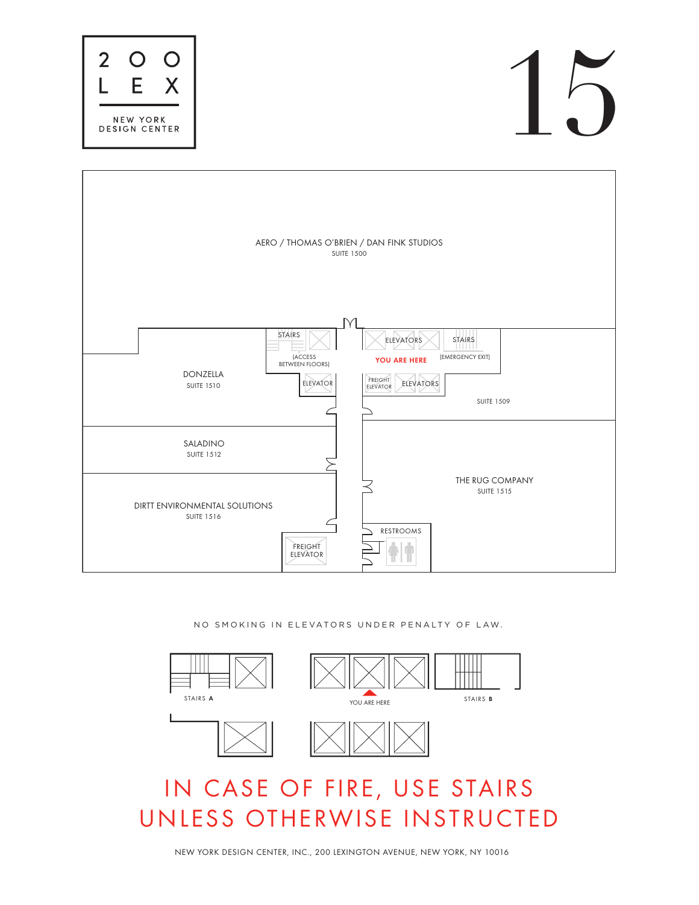# 200 LEX

NEW YORK DESIGN CENTER

# 15

AERO / THOMAS O'BRIEN / DAN FINK STUDIOS
SUITE 1500

STAIRS
(ACCESS BETWEEN FLOORS)

ELEVATOR

ELEVATORS

YOU ARE HERE

STAIRS
(EMERGENCY EXIT)

FREIGHT ELEVATOR

ELEVATORS

SUITE 1509

DONZELLA
SUITE 1510

SALADINO
SUITE 1512

THE RUG COMPANY
SUITE 1515

DIRTT ENVIRONMENTAL SOLUTIONS
SUITE 1516

RESTROOMS

FREIGHT ELEVATOR

NO SMOKING IN ELEVATORS UNDER PENALTY OF LAW.

STAIRS **A**

YOU ARE HERE

STAIRS **B**

## IN CASE OF FIRE, USE STAIRS UNLESS OTHERWISE INSTRUCTED

NEW YORK DESIGN CENTER, INC., 200 LEXINGTON AVENUE, NEW YORK, NY 10016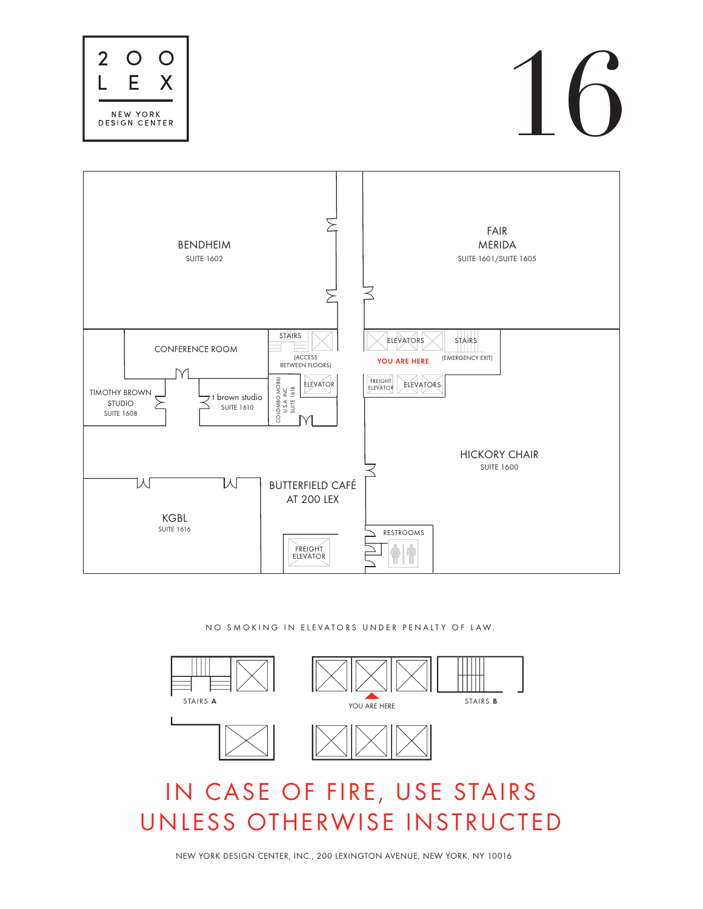200 LEX

NEW YORK DESIGN CENTER

# 16

BENDHEIM
SUITE 1602

FAIR MERIDA
SUITE 1601/SUITE 1605

CONFERENCE ROOM

STAIRS
(ACCESS BETWEEN FLOORS)

ELEVATORS

STAIRS
(EMERGENCY EXIT)

YOU ARE HERE

TIMOTHY BROWN STUDIO
SUITE 1608

t brown studio
SUITE 1610

COLOMBO MOBILI U.S.A. INC.
SUITE 1618

ELEVATOR

FREIGHT ELEVATOR

ELEVATORS

HICKORY CHAIR
SUITE 1600

KGBL
SUITE 1616

BUTTERFIELD CAFÉ AT 200 LEX

FREIGHT ELEVATOR

RESTROOMS

NO SMOKING IN ELEVATORS UNDER PENALTY OF LAW.

STAIRS **A**

YOU ARE HERE

STAIRS **B**

## IN CASE OF FIRE, USE STAIRS UNLESS OTHERWISE INSTRUCTED

NEW YORK DESIGN CENTER, INC., 200 LEXINGTON AVENUE, NEW YORK, NY 10016